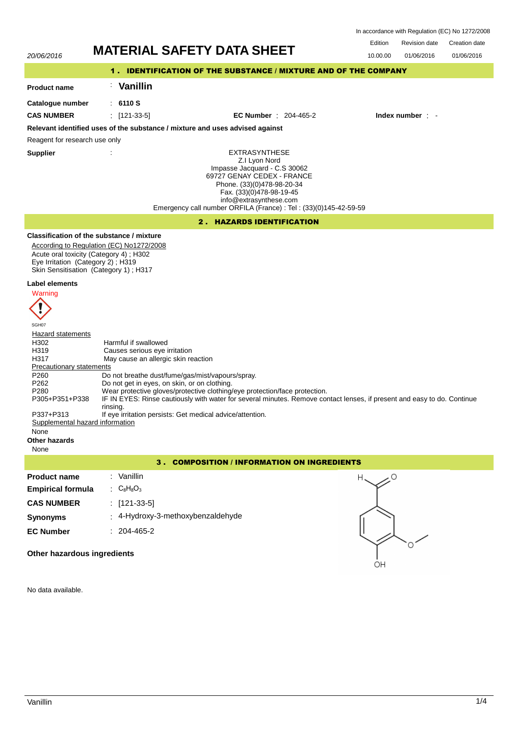In accordance with Regulation (EC) No 1272/2008

| 20/06/2016 | MATERIAL SAFETY DATA SHEET | Edition | Revision date | Creation date |
|---|---|---|---|---|
| | | 10.00.00 | 01/06/2016 | 01/06/2016 |

# MATERIAL SAFETY DATA SHEET

## 1 . IDENTIFICATION OF THE SUBSTANCE / MIXTURE AND OF THE COMPANY

**Product name** : **Vanillin**

**Catalogue number** : **6110 S**

**CAS NUMBER** : [121-33-5] **EC Number** : 204-465-2 **Index number** : -

**Relevant identified uses of the substance / mixture and uses advised against**

Reagent for research use only

**Supplier** :

EXTRASYNTHESE
Z.I Lyon Nord
Impasse Jacquard - C.S 30062
69727 GENAY CEDEX - FRANCE
Phone. (33)(0)478-98-20-34
Fax. (33)(0)478-98-19-45
info@extrasynthese.com
Emergency call number ORFILA (France) : Tel : (33)(0)145-42-59-59

## 2 . HAZARDS IDENTIFICATION

**Classification of the substance / mixture**

According to Regulation (EC) No1272/2008
Acute oral toxicity (Category 4) ; H302
Eye Irritation (Category 2) ; H319
Skin Sensitisation (Category 1) ; H317

**Label elements**

Warning

SGH07

Hazard statements

| | |
|---|---|
| H302 | Harmful if swallowed |
| H319 | Causes serious eye irritation |
| H317 | May cause an allergic skin reaction |

Precautionary statements

| | |
|---|---|
| P260 | Do not breathe dust/fume/gas/mist/vapours/spray. |
| P262 | Do not get in eyes, on skin, or on clothing. |
| P280 | Wear protective gloves/protective clothing/eye protection/face protection. |
| P305+P351+P338 | IF IN EYES: Rinse cautiously with water for several minutes. Remove contact lenses, if present and easy to do. Continue rinsing. |
| P337+P313 | If eye irritation persists: Get medical advice/attention. |

Supplemental hazard information

None

**Other hazards**

None

## 3 . COMPOSITION / INFORMATION ON INGREDIENTS

**Product name** : Vanillin

**Empirical formula** : $C_8H_8O_3$

**CAS NUMBER** : [121-33-5]

**Synonyms** : 4-Hydroxy-3-methoxybenzaldehyde

**EC Number** : 204-465-2

**Other hazardous ingredients**

No data available.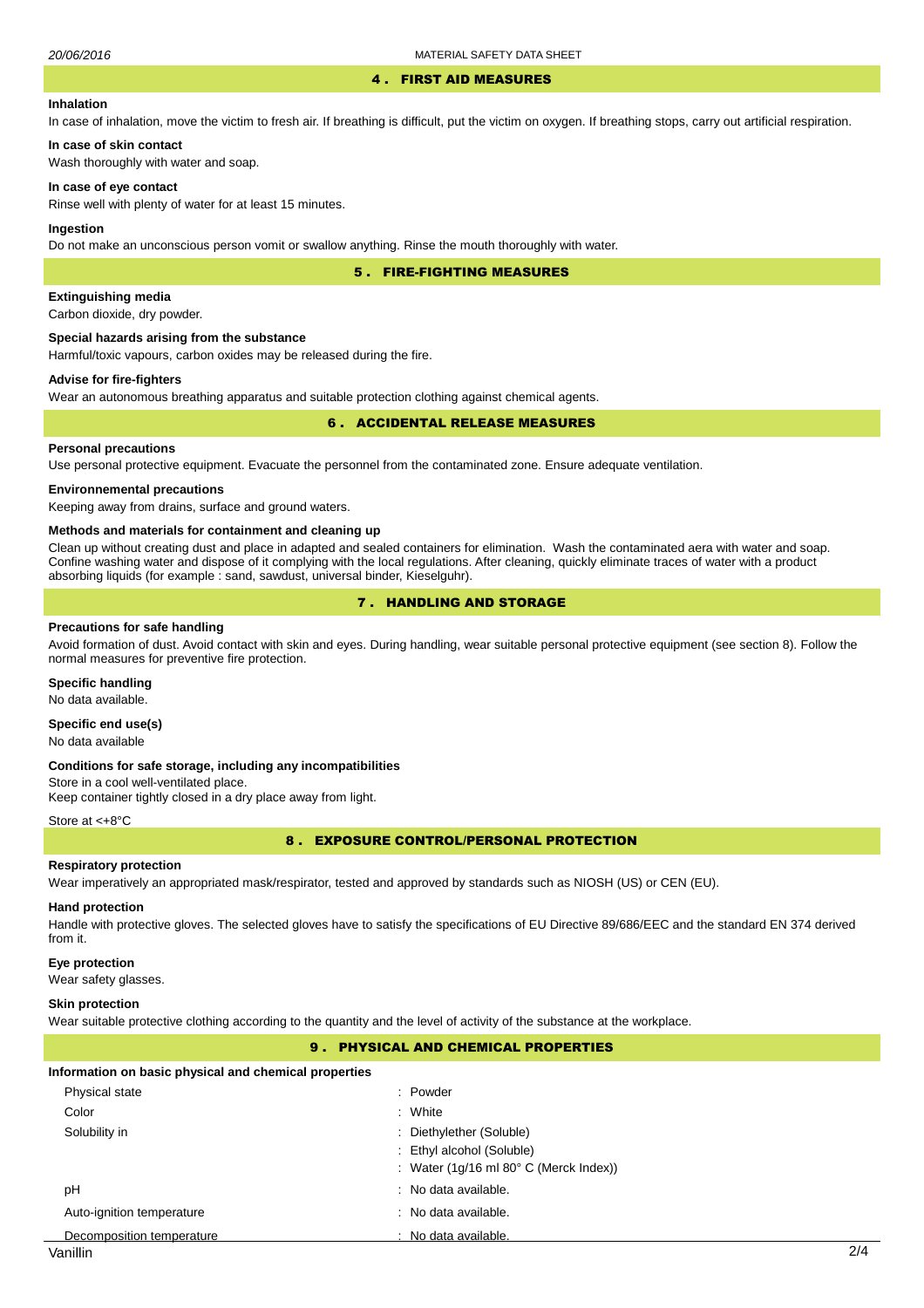## 4 . FIRST AID MEASURES

**Inhalation**

In case of inhalation, move the victim to fresh air. If breathing is difficult, put the victim on oxygen. If breathing stops, carry out artificial respiration.

**In case of skin contact**

Wash thoroughly with water and soap.

**In case of eye contact**

Rinse well with plenty of water for at least 15 minutes.

**Ingestion**

Do not make an unconscious person vomit or swallow anything. Rinse the mouth thoroughly with water.

## 5 . FIRE-FIGHTING MEASURES

**Extinguishing media**

Carbon dioxide, dry powder.

**Special hazards arising from the substance**

Harmful/toxic vapours, carbon oxides may be released during the fire.

**Advise for fire-fighters**

Wear an autonomous breathing apparatus and suitable protection clothing against chemical agents.

## 6 . ACCIDENTAL RELEASE MEASURES

**Personal precautions**

Use personal protective equipment. Evacuate the personnel from the contaminated zone. Ensure adequate ventilation.

**Environnemental precautions**

Keeping away from drains, surface and ground waters.

**Methods and materials for containment and cleaning up**

Clean up without creating dust and place in adapted and sealed containers for elimination. Wash the contaminated aera with water and soap. Confine washing water and dispose of it complying with the local regulations. After cleaning, quickly eliminate traces of water with a product absorbing liquids (for example : sand, sawdust, universal binder, Kieselguhr).

## 7 . HANDLING AND STORAGE

**Precautions for safe handling**

Avoid formation of dust. Avoid contact with skin and eyes. During handling, wear suitable personal protective equipment (see section 8). Follow the normal measures for preventive fire protection.

**Specific handling**

No data available.

**Specific end use(s)**

No data available

**Conditions for safe storage, including any incompatibilities**

Store in a cool well-ventilated place.
Keep container tightly closed in a dry place away from light.

Store at <+8°C

## 8 . EXPOSURE CONTROL/PERSONAL PROTECTION

**Respiratory protection**

Wear imperatively an appropriated mask/respirator, tested and approved by standards such as NIOSH (US) or CEN (EU).

**Hand protection**

Handle with protective gloves. The selected gloves have to satisfy the specifications of EU Directive 89/686/EEC and the standard EN 374 derived from it.

**Eye protection**

Wear safety glasses.

**Skin protection**

Wear suitable protective clothing according to the quantity and the level of activity of the substance at the workplace.

## 9 . PHYSICAL AND CHEMICAL PROPERTIES

**Information on basic physical and chemical properties**

| | |
|---|---|
| Physical state | : Powder |
| Color | : White |
| Solubility in | : Diethylether (Soluble) |
| | : Ethyl alcohol (Soluble) |
| | : Water (1g/16 ml 80° C (Merck Index)) |
| pH | : No data available. |
| Auto-ignition temperature | : No data available. |
| Decomposition temperature | : No data available. |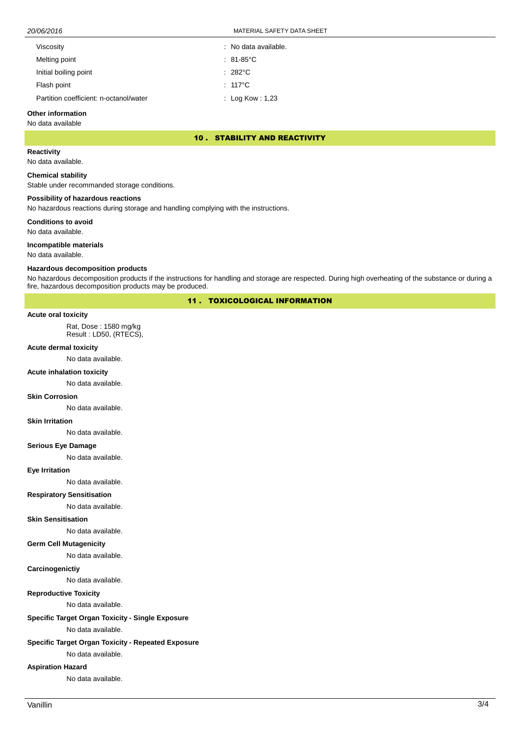| | |
|---|---|
| Viscosity | : No data available. |
| Melting point | : 81-85°C |
| Initial boiling point | : 282°C |
| Flash point | : 117°C |
| Partition coefficient: n-octanol/water | : Log Kow : 1,23 |

**Other information**

No data available

## 10 . STABILITY AND REACTIVITY

**Reactivity**

No data available.

**Chemical stability**

Stable under recommanded storage conditions.

**Possibility of hazardous reactions**

No hazardous reactions during storage and handling complying with the instructions.

**Conditions to avoid**

No data available.

**Incompatible materials**

No data available.

**Hazardous decomposition products**

No hazardous decomposition products if the instructions for handling and storage are respected. During high overheating of the substance or during a fire, hazardous decomposition products may be produced.

## 11 . TOXICOLOGICAL INFORMATION

**Acute oral toxicity**

Rat, Dose : 1580 mg/kg
Result : LD50, (RTECS),

**Acute dermal toxicity**

No data available.

**Acute inhalation toxicity**

No data available.

**Skin Corrosion**

No data available.

**Skin Irritation**

No data available.

**Serious Eye Damage**

No data available.

**Eye Irritation**

No data available.

**Respiratory Sensitisation**

No data available.

**Skin Sensitisation**

No data available.

**Germ Cell Mutagenicity**

No data available.

**Carcinogenictiy**

No data available.

**Reproductive Toxicity**

No data available.

**Specific Target Organ Toxicity - Single Exposure**

No data available.

**Specific Target Organ Toxicity - Repeated Exposure**

No data available.

**Aspiration Hazard**

No data available.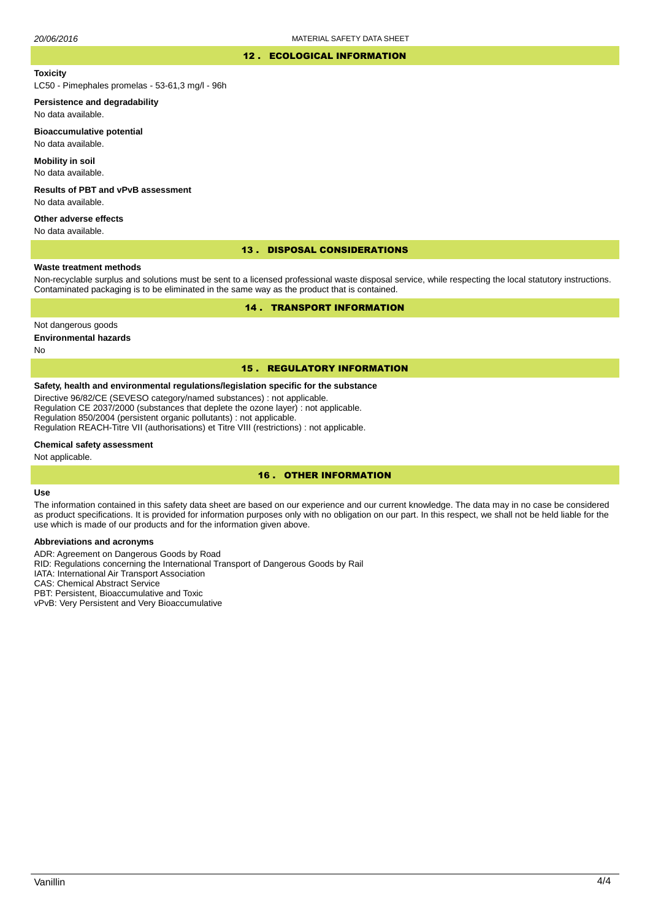## 12 . ECOLOGICAL INFORMATION

**Toxicity**

LC50 - Pimephales promelas - 53-61,3 mg/l - 96h

**Persistence and degradability**

No data available.

**Bioaccumulative potential**

No data available.

**Mobility in soil**

No data available.

**Results of PBT and vPvB assessment**

No data available.

**Other adverse effects**

No data available.

## 13 . DISPOSAL CONSIDERATIONS

**Waste treatment methods**

Non-recyclable surplus and solutions must be sent to a licensed professional waste disposal service, while respecting the local statutory instructions. Contaminated packaging is to be eliminated in the same way as the product that is contained.

## 14 . TRANSPORT INFORMATION

Not dangerous goods

**Environmental hazards**

No

## 15 . REGULATORY INFORMATION

**Safety, health and environmental regulations/legislation specific for the substance**

Directive 96/82/CE (SEVESO category/named substances) : not applicable.
Regulation CE 2037/2000 (substances that deplete the ozone layer) : not applicable.
Regulation 850/2004 (persistent organic pollutants) : not applicable.
Regulation REACH-Titre VII (authorisations) et Titre VIII (restrictions) : not applicable.

**Chemical safety assessment**

Not applicable.

## 16 . OTHER INFORMATION

**Use**

The information contained in this safety data sheet are based on our experience and our current knowledge. The data may in no case be considered as product specifications. It is provided for information purposes only with no obligation on our part. In this respect, we shall not be held liable for the use which is made of our products and for the information given above.

**Abbreviations and acronyms**

ADR: Agreement on Dangerous Goods by Road
RID: Regulations concerning the International Transport of Dangerous Goods by Rail
IATA: International Air Transport Association
CAS: Chemical Abstract Service
PBT: Persistent, Bioaccumulative and Toxic
vPvB: Very Persistent and Very Bioaccumulative